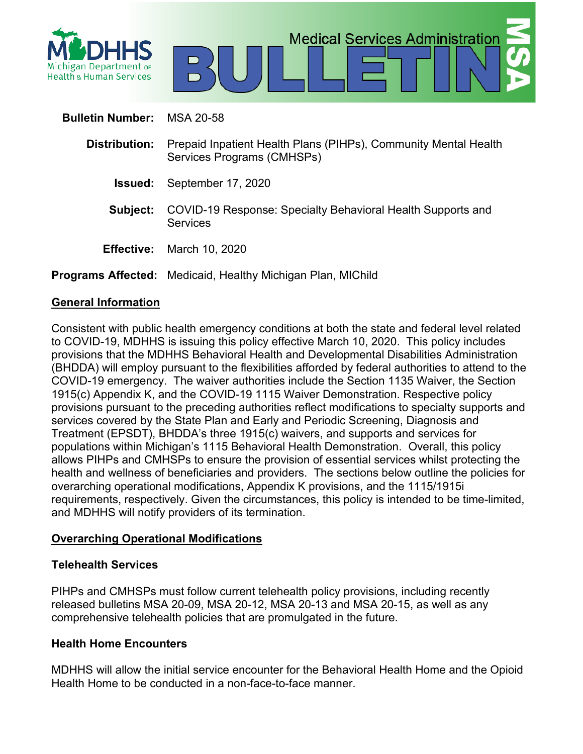# Medical Services Administration BULLETIN MSA

Michigan Department of Health & Human Services

**Bulletin Number:** MSA 20-58

**Distribution:** Prepaid Inpatient Health Plans (PIHPs), Community Mental Health Services Programs (CMHSPs)

**Issued:** September 17, 2020

**Subject:** COVID-19 Response: Specialty Behavioral Health Supports and Services

**Effective:** March 10, 2020

**Programs Affected:** Medicaid, Healthy Michigan Plan, MIChild

## General Information

Consistent with public health emergency conditions at both the state and federal level related to COVID-19, MDHHS is issuing this policy effective March 10, 2020. This policy includes provisions that the MDHHS Behavioral Health and Developmental Disabilities Administration (BHDDA) will employ pursuant to the flexibilities afforded by federal authorities to attend to the COVID-19 emergency. The waiver authorities include the Section 1135 Waiver, the Section 1915(c) Appendix K, and the COVID-19 1115 Waiver Demonstration. Respective policy provisions pursuant to the preceding authorities reflect modifications to specialty supports and services covered by the State Plan and Early and Periodic Screening, Diagnosis and Treatment (EPSDT), BHDDA's three 1915(c) waivers, and supports and services for populations within Michigan's 1115 Behavioral Health Demonstration. Overall, this policy allows PIHPs and CMHSPs to ensure the provision of essential services whilst protecting the health and wellness of beneficiaries and providers. The sections below outline the policies for overarching operational modifications, Appendix K provisions, and the 1115/1915i requirements, respectively. Given the circumstances, this policy is intended to be time-limited, and MDHHS will notify providers of its termination.

## Overarching Operational Modifications

### Telehealth Services

PIHPs and CMHSPs must follow current telehealth policy provisions, including recently released bulletins MSA 20-09, MSA 20-12, MSA 20-13 and MSA 20-15, as well as any comprehensive telehealth policies that are promulgated in the future.

### Health Home Encounters

MDHHS will allow the initial service encounter for the Behavioral Health Home and the Opioid Health Home to be conducted in a non-face-to-face manner.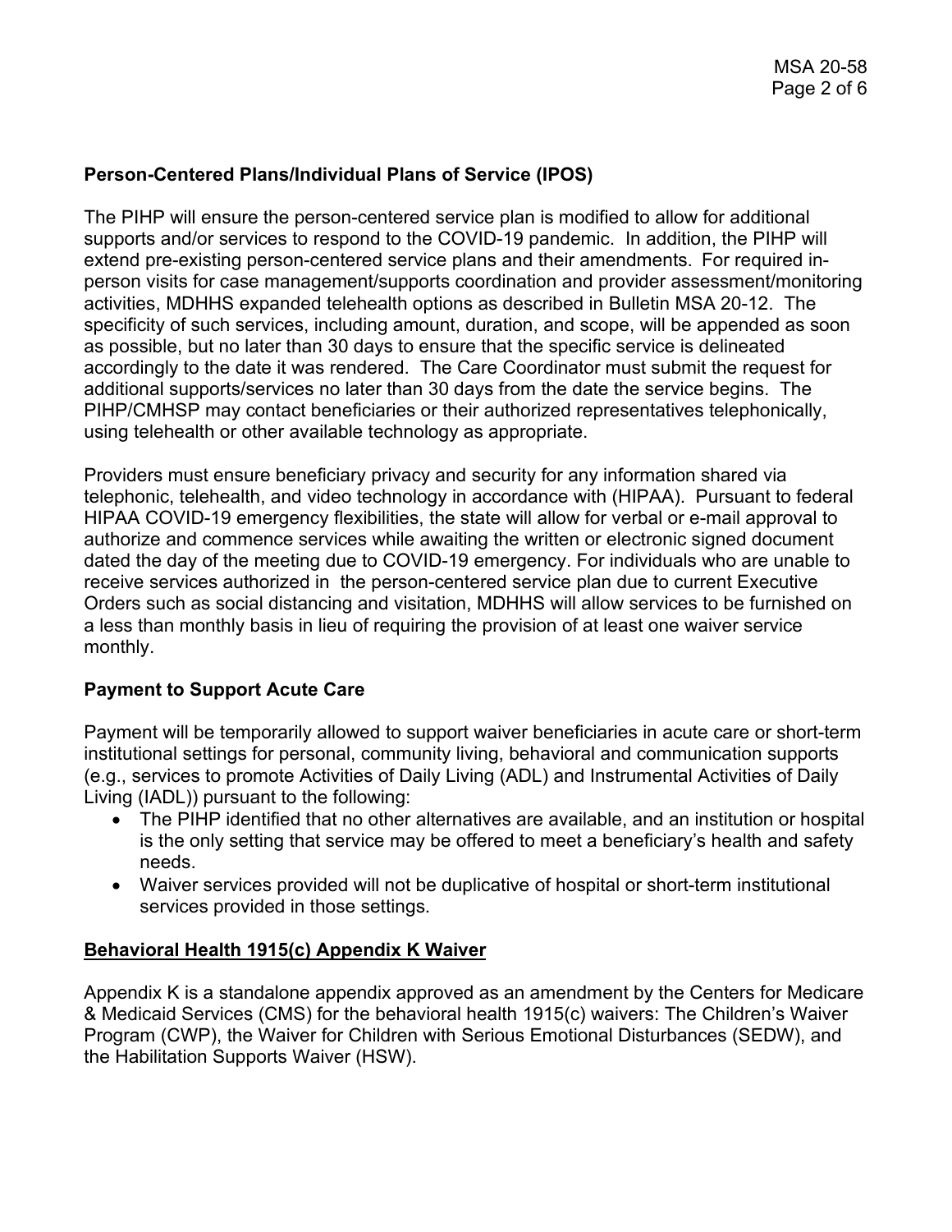## Person-Centered Plans/Individual Plans of Service (IPOS)

The PIHP will ensure the person-centered service plan is modified to allow for additional supports and/or services to respond to the COVID-19 pandemic. In addition, the PIHP will extend pre-existing person-centered service plans and their amendments. For required in-person visits for case management/supports coordination and provider assessment/monitoring activities, MDHHS expanded telehealth options as described in Bulletin MSA 20-12. The specificity of such services, including amount, duration, and scope, will be appended as soon as possible, but no later than 30 days to ensure that the specific service is delineated accordingly to the date it was rendered. The Care Coordinator must submit the request for additional supports/services no later than 30 days from the date the service begins. The PIHP/CMHSP may contact beneficiaries or their authorized representatives telephonically, using telehealth or other available technology as appropriate.

Providers must ensure beneficiary privacy and security for any information shared via telephonic, telehealth, and video technology in accordance with (HIPAA). Pursuant to federal HIPAA COVID-19 emergency flexibilities, the state will allow for verbal or e-mail approval to authorize and commence services while awaiting the written or electronic signed document dated the day of the meeting due to COVID-19 emergency. For individuals who are unable to receive services authorized in the person-centered service plan due to current Executive Orders such as social distancing and visitation, MDHHS will allow services to be furnished on a less than monthly basis in lieu of requiring the provision of at least one waiver service monthly.

## Payment to Support Acute Care

Payment will be temporarily allowed to support waiver beneficiaries in acute care or short-term institutional settings for personal, community living, behavioral and communication supports (e.g., services to promote Activities of Daily Living (ADL) and Instrumental Activities of Daily Living (IADL)) pursuant to the following:

- The PIHP identified that no other alternatives are available, and an institution or hospital is the only setting that service may be offered to meet a beneficiary's health and safety needs.
- Waiver services provided will not be duplicative of hospital or short-term institutional services provided in those settings.

## Behavioral Health 1915(c) Appendix K Waiver

Appendix K is a standalone appendix approved as an amendment by the Centers for Medicare & Medicaid Services (CMS) for the behavioral health 1915(c) waivers: The Children's Waiver Program (CWP), the Waiver for Children with Serious Emotional Disturbances (SEDW), and the Habilitation Supports Waiver (HSW).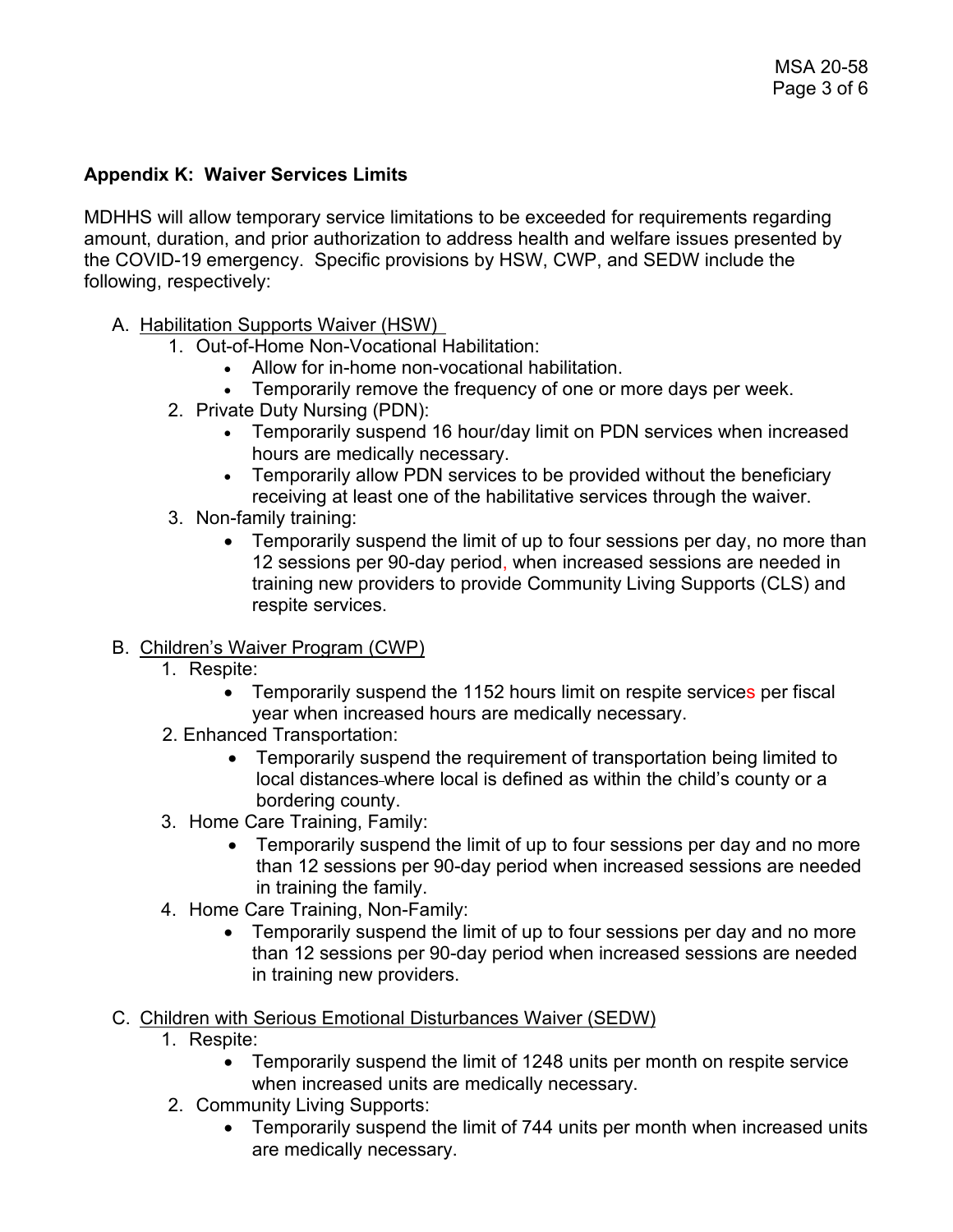## Appendix K: Waiver Services Limits

MDHHS will allow temporary service limitations to be exceeded for requirements regarding amount, duration, and prior authorization to address health and welfare issues presented by the COVID-19 emergency. Specific provisions by HSW, CWP, and SEDW include the following, respectively:

A. Habilitation Supports Waiver (HSW)
   1. Out-of-Home Non-Vocational Habilitation:
      - Allow for in-home non-vocational habilitation.
      - Temporarily remove the frequency of one or more days per week.
   2. Private Duty Nursing (PDN):
      - Temporarily suspend 16 hour/day limit on PDN services when increased hours are medically necessary.
      - Temporarily allow PDN services to be provided without the beneficiary receiving at least one of the habilitative services through the waiver.
   3. Non-family training:
      - Temporarily suspend the limit of up to four sessions per day, no more than 12 sessions per 90-day period, when increased sessions are needed in training new providers to provide Community Living Supports (CLS) and respite services.

B. Children's Waiver Program (CWP)
   1. Respite:
      - Temporarily suspend the 1152 hours limit on respite services per fiscal year when increased hours are medically necessary.
   2. Enhanced Transportation:
      - Temporarily suspend the requirement of transportation being limited to local distances where local is defined as within the child's county or a bordering county.
   3. Home Care Training, Family:
      - Temporarily suspend the limit of up to four sessions per day and no more than 12 sessions per 90-day period when increased sessions are needed in training the family.
   4. Home Care Training, Non-Family:
      - Temporarily suspend the limit of up to four sessions per day and no more than 12 sessions per 90-day period when increased sessions are needed in training new providers.

C. Children with Serious Emotional Disturbances Waiver (SEDW)
   1. Respite:
      - Temporarily suspend the limit of 1248 units per month on respite service when increased units are medically necessary.
   2. Community Living Supports:
      - Temporarily suspend the limit of 744 units per month when increased units are medically necessary.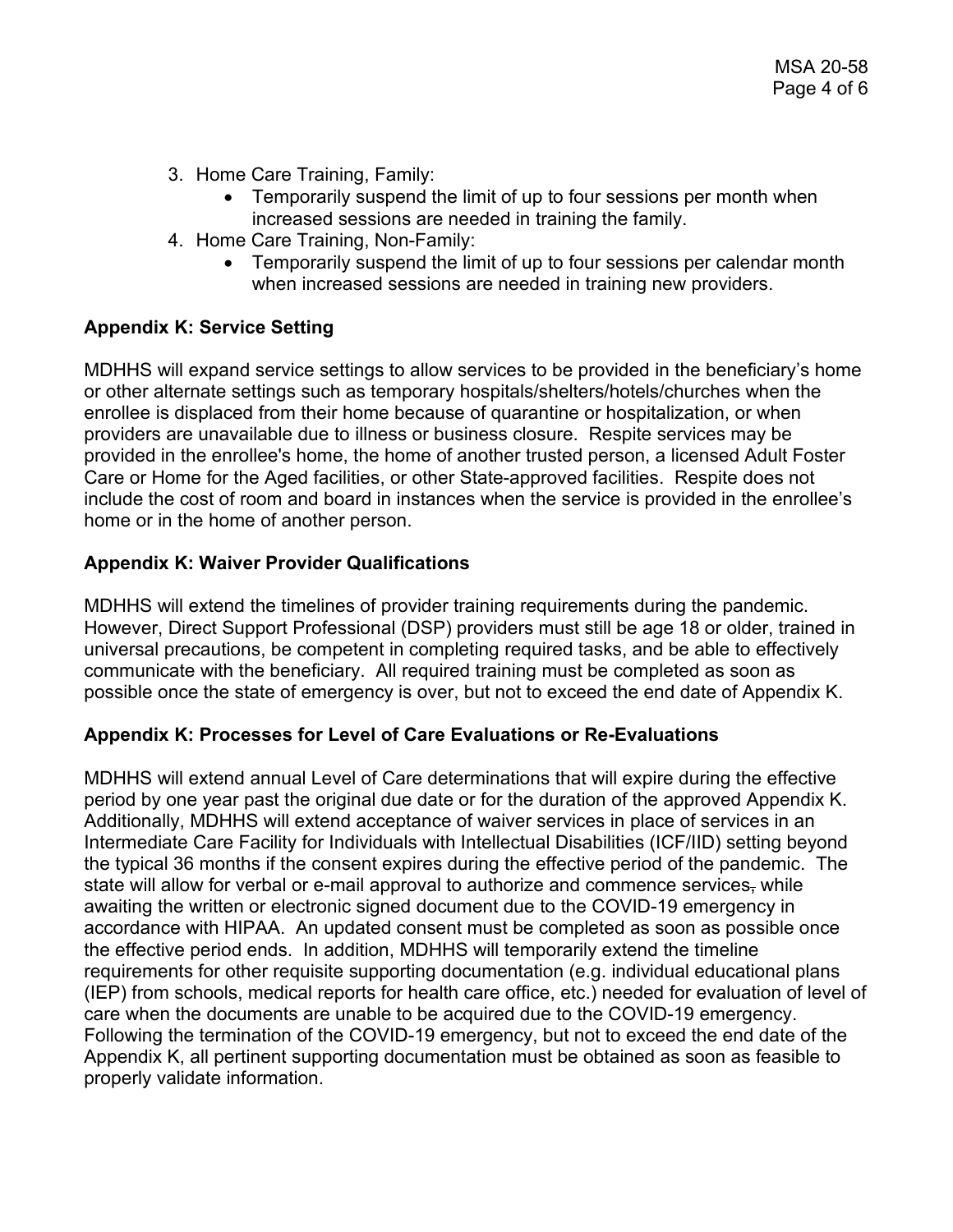3. Home Care Training, Family:
    - Temporarily suspend the limit of up to four sessions per month when increased sessions are needed in training the family.
4. Home Care Training, Non-Family:
    - Temporarily suspend the limit of up to four sessions per calendar month when increased sessions are needed in training new providers.

**Appendix K: Service Setting**

MDHHS will expand service settings to allow services to be provided in the beneficiary's home or other alternate settings such as temporary hospitals/shelters/hotels/churches when the enrollee is displaced from their home because of quarantine or hospitalization, or when providers are unavailable due to illness or business closure. Respite services may be provided in the enrollee's home, the home of another trusted person, a licensed Adult Foster Care or Home for the Aged facilities, or other State-approved facilities. Respite does not include the cost of room and board in instances when the service is provided in the enrollee's home or in the home of another person.

**Appendix K: Waiver Provider Qualifications**

MDHHS will extend the timelines of provider training requirements during the pandemic. However, Direct Support Professional (DSP) providers must still be age 18 or older, trained in universal precautions, be competent in completing required tasks, and be able to effectively communicate with the beneficiary. All required training must be completed as soon as possible once the state of emergency is over, but not to exceed the end date of Appendix K.

**Appendix K: Processes for Level of Care Evaluations or Re-Evaluations**

MDHHS will extend annual Level of Care determinations that will expire during the effective period by one year past the original due date or for the duration of the approved Appendix K. Additionally, MDHHS will extend acceptance of waiver services in place of services in an Intermediate Care Facility for Individuals with Intellectual Disabilities (ICF/IID) setting beyond the typical 36 months if the consent expires during the effective period of the pandemic. The state will allow for verbal or e-mail approval to authorize and commence services~~,~~ while awaiting the written or electronic signed document due to the COVID-19 emergency in accordance with HIPAA. An updated consent must be completed as soon as possible once the effective period ends. In addition, MDHHS will temporarily extend the timeline requirements for other requisite supporting documentation (e.g. individual educational plans (IEP) from schools, medical reports for health care office, etc.) needed for evaluation of level of care when the documents are unable to be acquired due to the COVID-19 emergency. Following the termination of the COVID-19 emergency, but not to exceed the end date of the Appendix K, all pertinent supporting documentation must be obtained as soon as feasible to properly validate information.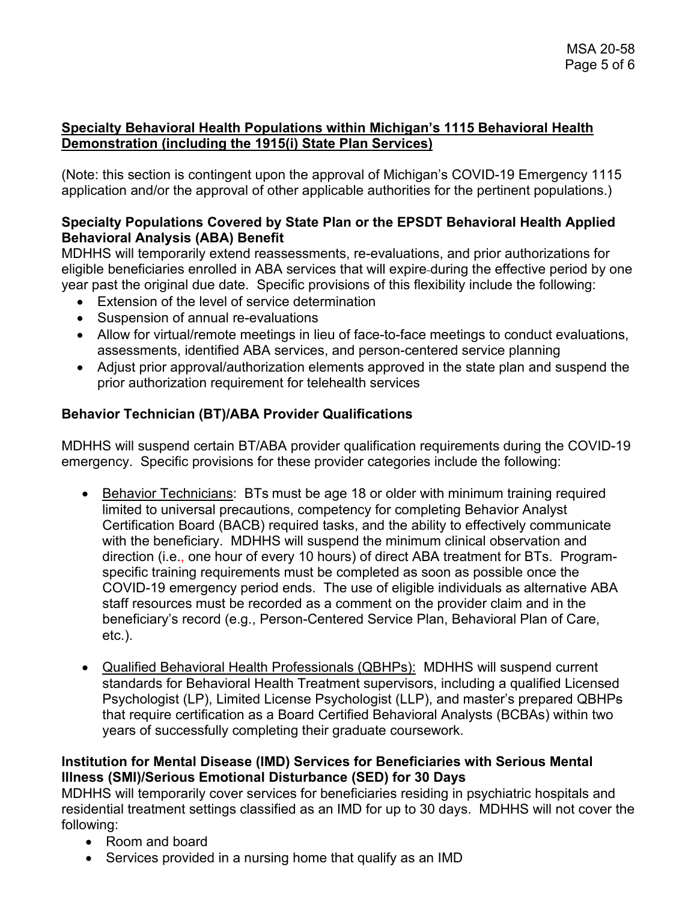**Specialty Behavioral Health Populations within Michigan's 1115 Behavioral Health Demonstration (including the 1915(i) State Plan Services)**

(Note: this section is contingent upon the approval of Michigan's COVID-19 Emergency 1115 application and/or the approval of other applicable authorities for the pertinent populations.)

**Specialty Populations Covered by State Plan or the EPSDT Behavioral Health Applied Behavioral Analysis (ABA) Benefit**

MDHHS will temporarily extend reassessments, re-evaluations, and prior authorizations for eligible beneficiaries enrolled in ABA services that will expire during the effective period by one year past the original due date. Specific provisions of this flexibility include the following:

- Extension of the level of service determination
- Suspension of annual re-evaluations
- Allow for virtual/remote meetings in lieu of face-to-face meetings to conduct evaluations, assessments, identified ABA services, and person-centered service planning
- Adjust prior approval/authorization elements approved in the state plan and suspend the prior authorization requirement for telehealth services

**Behavior Technician (BT)/ABA Provider Qualifications**

MDHHS will suspend certain BT/ABA provider qualification requirements during the COVID-19 emergency. Specific provisions for these provider categories include the following:

- Behavior Technicians: BTs must be age 18 or older with minimum training required limited to universal precautions, competency for completing Behavior Analyst Certification Board (BACB) required tasks, and the ability to effectively communicate with the beneficiary. MDHHS will suspend the minimum clinical observation and direction (i.e., one hour of every 10 hours) of direct ABA treatment for BTs. Program-specific training requirements must be completed as soon as possible once the COVID-19 emergency period ends. The use of eligible individuals as alternative ABA staff resources must be recorded as a comment on the provider claim and in the beneficiary's record (e.g., Person-Centered Service Plan, Behavioral Plan of Care, etc.).

- Qualified Behavioral Health Professionals (QBHPs): MDHHS will suspend current standards for Behavioral Health Treatment supervisors, including a qualified Licensed Psychologist (LP), Limited License Psychologist (LLP), and master's prepared QBHPs that require certification as a Board Certified Behavioral Analysts (BCBAs) within two years of successfully completing their graduate coursework.

**Institution for Mental Disease (IMD) Services for Beneficiaries with Serious Mental Illness (SMI)/Serious Emotional Disturbance (SED) for 30 Days**

MDHHS will temporarily cover services for beneficiaries residing in psychiatric hospitals and residential treatment settings classified as an IMD for up to 30 days. MDHHS will not cover the following:

- Room and board
- Services provided in a nursing home that qualify as an IMD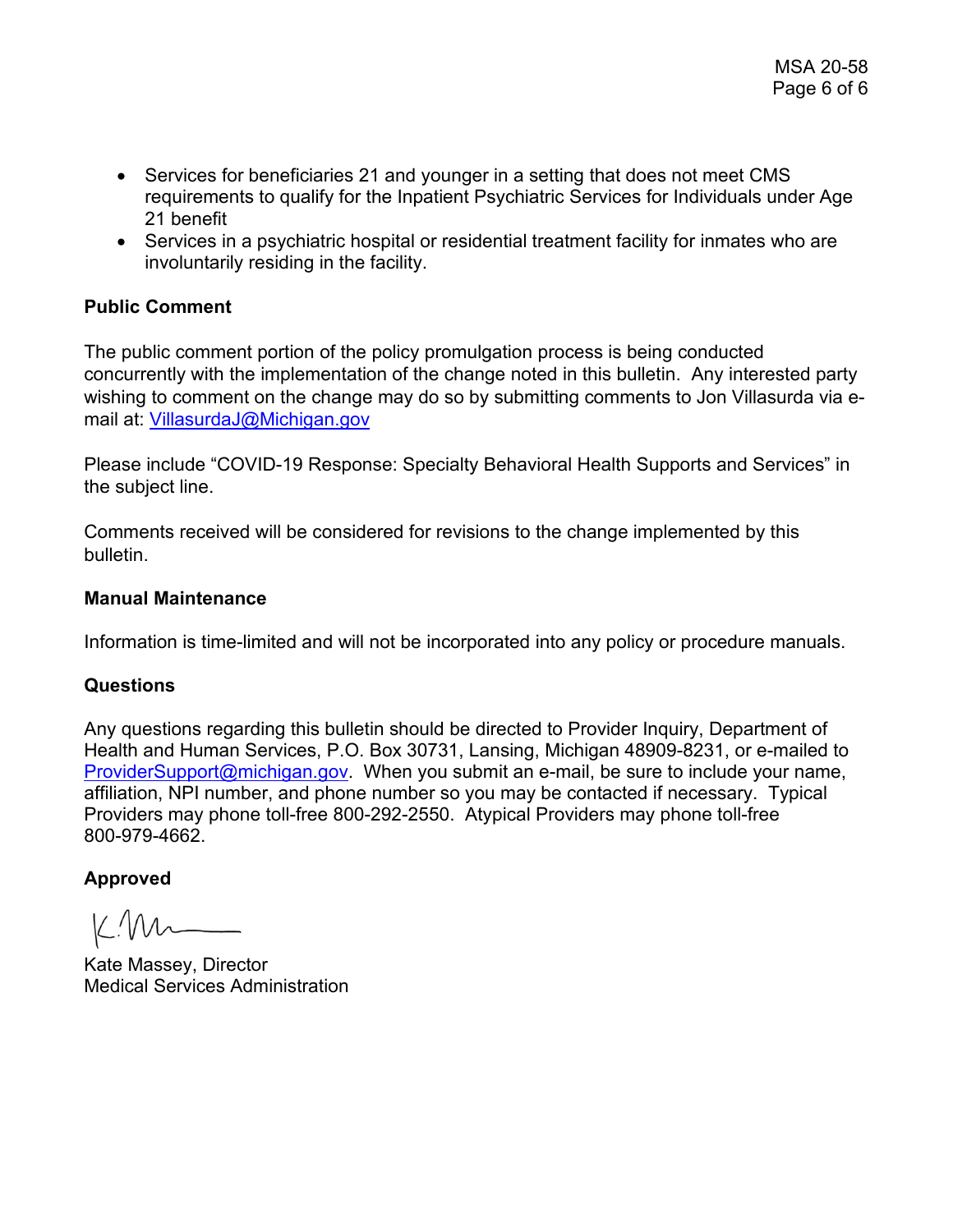- Services for beneficiaries 21 and younger in a setting that does not meet CMS requirements to qualify for the Inpatient Psychiatric Services for Individuals under Age 21 benefit
- Services in a psychiatric hospital or residential treatment facility for inmates who are involuntarily residing in the facility.

**Public Comment**

The public comment portion of the policy promulgation process is being conducted concurrently with the implementation of the change noted in this bulletin. Any interested party wishing to comment on the change may do so by submitting comments to Jon Villasurda via e-mail at: VillasurdaJ@Michigan.gov

Please include "COVID-19 Response: Specialty Behavioral Health Supports and Services" in the subject line.

Comments received will be considered for revisions to the change implemented by this bulletin.

**Manual Maintenance**

Information is time-limited and will not be incorporated into any policy or procedure manuals.

**Questions**

Any questions regarding this bulletin should be directed to Provider Inquiry, Department of Health and Human Services, P.O. Box 30731, Lansing, Michigan 48909-8231, or e-mailed to ProviderSupport@michigan.gov. When you submit an e-mail, be sure to include your name, affiliation, NPI number, and phone number so you may be contacted if necessary. Typical Providers may phone toll-free 800-292-2550. Atypical Providers may phone toll-free 800-979-4662.

**Approved**

Kate Massey, Director
Medical Services Administration